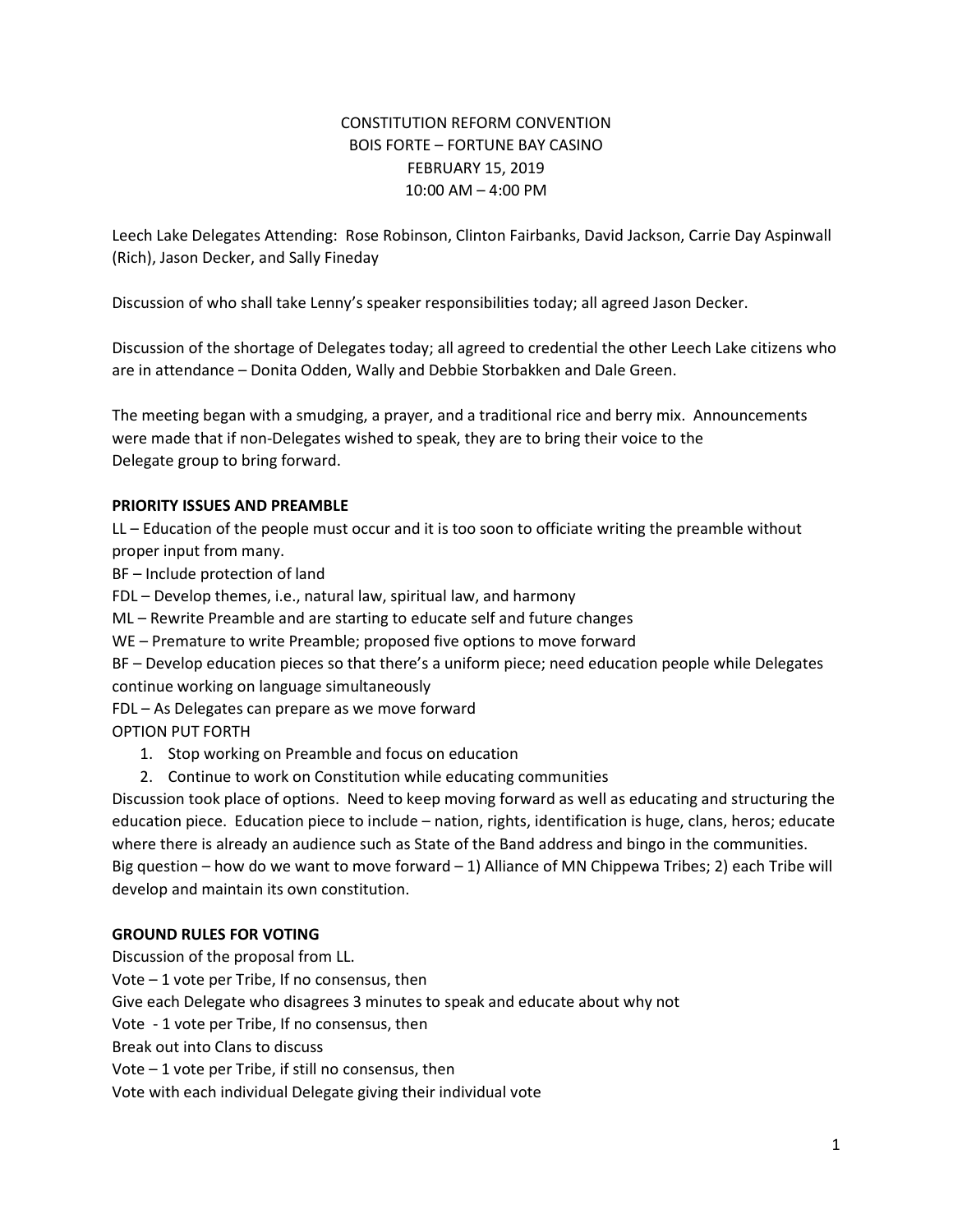CONSTITUTION REFORM CONVENTION
BOIS FORTE – FORTUNE BAY CASINO
FEBRUARY 15, 2019
10:00 AM – 4:00 PM

Leech Lake Delegates Attending: Rose Robinson, Clinton Fairbanks, David Jackson, Carrie Day Aspinwall (Rich), Jason Decker, and Sally Fineday

Discussion of who shall take Lenny's speaker responsibilities today; all agreed Jason Decker.

Discussion of the shortage of Delegates today; all agreed to credential the other Leech Lake citizens who are in attendance – Donita Odden, Wally and Debbie Storbakken and Dale Green.

The meeting began with a smudging, a prayer, and a traditional rice and berry mix. Announcements were made that if non-Delegates wished to speak, they are to bring their voice to the Delegate group to bring forward.

**PRIORITY ISSUES AND PREAMBLE**

LL – Education of the people must occur and it is too soon to officiate writing the preamble without proper input from many.
BF – Include protection of land
FDL – Develop themes, i.e., natural law, spiritual law, and harmony
ML – Rewrite Preamble and are starting to educate self and future changes
WE – Premature to write Preamble; proposed five options to move forward
BF – Develop education pieces so that there's a uniform piece; need education people while Delegates continue working on language simultaneously
FDL – As Delegates can prepare as we move forward
OPTION PUT FORTH

1. Stop working on Preamble and focus on education
2. Continue to work on Constitution while educating communities

Discussion took place of options. Need to keep moving forward as well as educating and structuring the education piece. Education piece to include – nation, rights, identification is huge, clans, heros; educate where there is already an audience such as State of the Band address and bingo in the communities. Big question – how do we want to move forward – 1) Alliance of MN Chippewa Tribes; 2) each Tribe will develop and maintain its own constitution.

**GROUND RULES FOR VOTING**

Discussion of the proposal from LL.
Vote – 1 vote per Tribe, If no consensus, then
Give each Delegate who disagrees 3 minutes to speak and educate about why not
Vote - 1 vote per Tribe, If no consensus, then
Break out into Clans to discuss
Vote – 1 vote per Tribe, if still no consensus, then
Vote with each individual Delegate giving their individual vote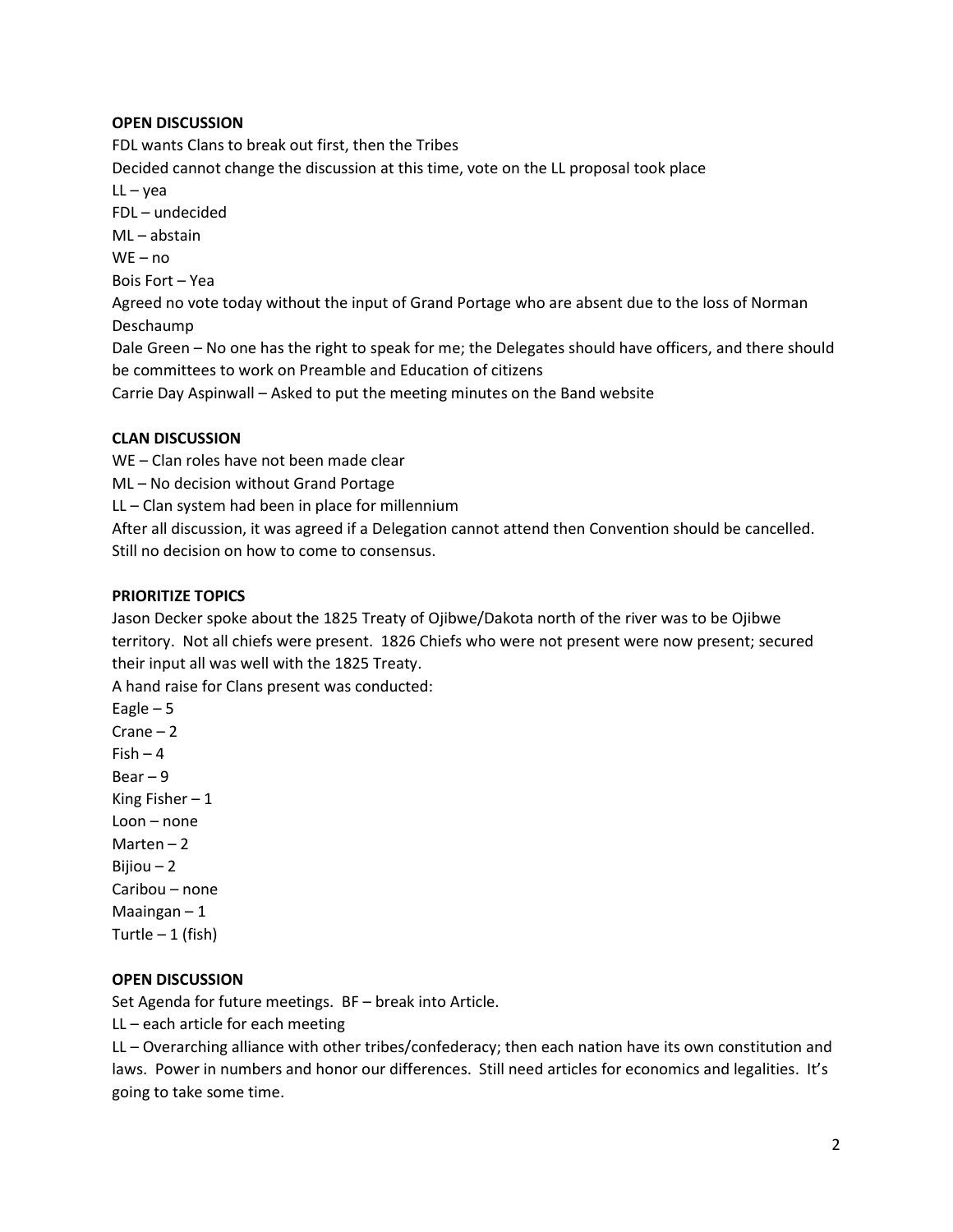**OPEN DISCUSSION**

FDL wants Clans to break out first, then the Tribes

Decided cannot change the discussion at this time, vote on the LL proposal took place

LL – yea

FDL – undecided

ML – abstain

WE – no

Bois Fort – Yea

Agreed no vote today without the input of Grand Portage who are absent due to the loss of Norman Deschaump

Dale Green – No one has the right to speak for me; the Delegates should have officers, and there should be committees to work on Preamble and Education of citizens

Carrie Day Aspinwall – Asked to put the meeting minutes on the Band website

**CLAN DISCUSSION**

WE – Clan roles have not been made clear

ML – No decision without Grand Portage

LL – Clan system had been in place for millennium

After all discussion, it was agreed if a Delegation cannot attend then Convention should be cancelled. Still no decision on how to come to consensus.

**PRIORITIZE TOPICS**

Jason Decker spoke about the 1825 Treaty of Ojibwe/Dakota north of the river was to be Ojibwe territory. Not all chiefs were present. 1826 Chiefs who were not present were now present; secured their input all was well with the 1825 Treaty.

A hand raise for Clans present was conducted:

Eagle – 5

Crane – 2

Fish – 4

Bear – 9

King Fisher – 1

Loon – none

Marten – 2

Bijiou – 2

Caribou – none

Maaingan – 1

Turtle – 1 (fish)

**OPEN DISCUSSION**

Set Agenda for future meetings. BF – break into Article.

LL – each article for each meeting

LL – Overarching alliance with other tribes/confederacy; then each nation have its own constitution and laws. Power in numbers and honor our differences. Still need articles for economics and legalities. It's going to take some time.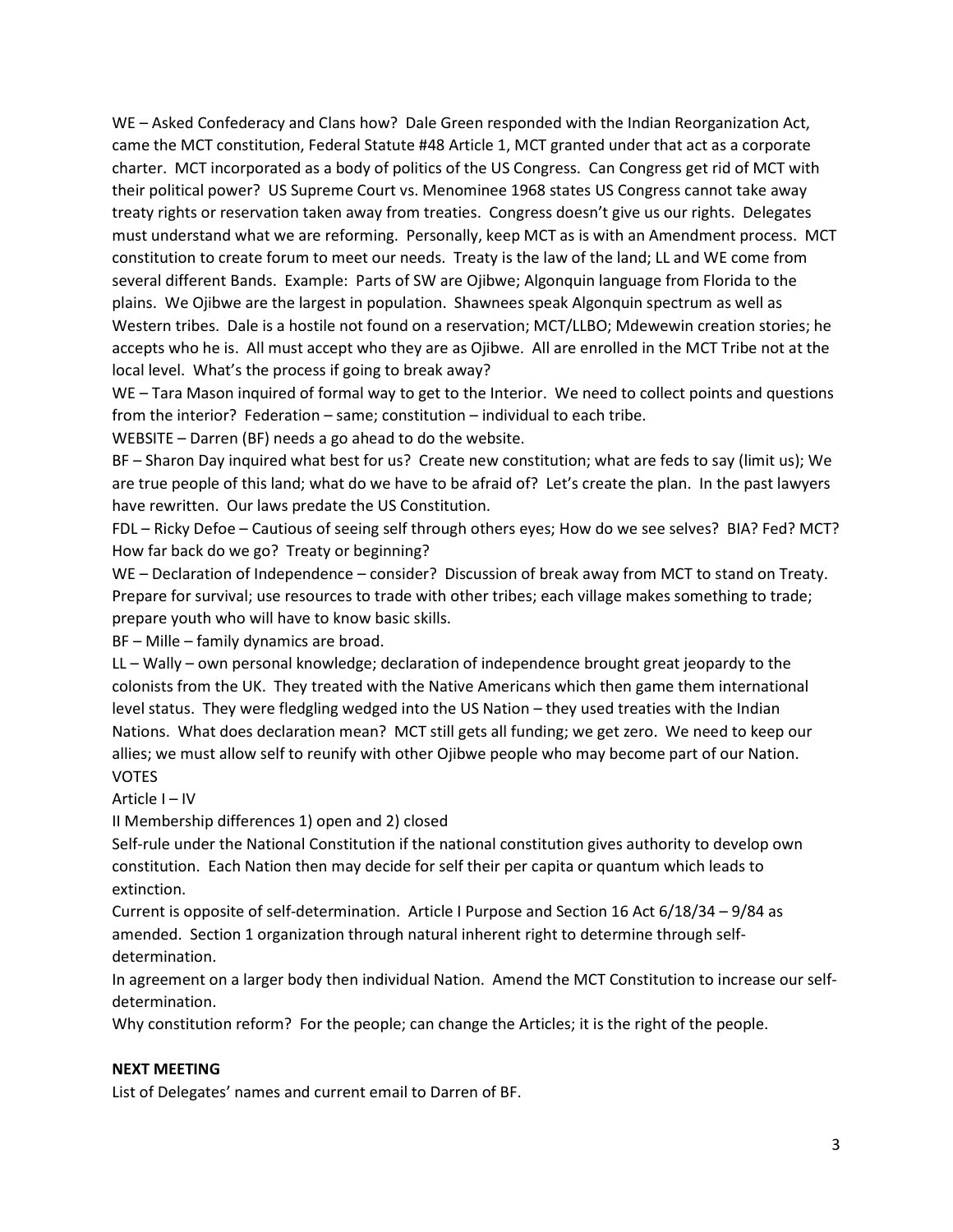WE – Asked Confederacy and Clans how? Dale Green responded with the Indian Reorganization Act, came the MCT constitution, Federal Statute #48 Article 1, MCT granted under that act as a corporate charter. MCT incorporated as a body of politics of the US Congress. Can Congress get rid of MCT with their political power? US Supreme Court vs. Menominee 1968 states US Congress cannot take away treaty rights or reservation taken away from treaties. Congress doesn't give us our rights. Delegates must understand what we are reforming. Personally, keep MCT as is with an Amendment process. MCT constitution to create forum to meet our needs. Treaty is the law of the land; LL and WE come from several different Bands. Example: Parts of SW are Ojibwe; Algonquin language from Florida to the plains. We Ojibwe are the largest in population. Shawnees speak Algonquin spectrum as well as Western tribes. Dale is a hostile not found on a reservation; MCT/LLBO; Mdewewin creation stories; he accepts who he is. All must accept who they are as Ojibwe. All are enrolled in the MCT Tribe not at the local level. What's the process if going to break away?

WE – Tara Mason inquired of formal way to get to the Interior. We need to collect points and questions from the interior? Federation – same; constitution – individual to each tribe.

WEBSITE – Darren (BF) needs a go ahead to do the website.

BF – Sharon Day inquired what best for us? Create new constitution; what are feds to say (limit us); We are true people of this land; what do we have to be afraid of? Let's create the plan. In the past lawyers have rewritten. Our laws predate the US Constitution.

FDL – Ricky Defoe – Cautious of seeing self through others eyes; How do we see selves? BIA? Fed? MCT? How far back do we go? Treaty or beginning?

WE – Declaration of Independence – consider? Discussion of break away from MCT to stand on Treaty. Prepare for survival; use resources to trade with other tribes; each village makes something to trade; prepare youth who will have to know basic skills.

BF – Mille – family dynamics are broad.

LL – Wally – own personal knowledge; declaration of independence brought great jeopardy to the colonists from the UK. They treated with the Native Americans which then game them international level status. They were fledgling wedged into the US Nation – they used treaties with the Indian Nations. What does declaration mean? MCT still gets all funding; we get zero. We need to keep our allies; we must allow self to reunify with other Ojibwe people who may become part of our Nation.

VOTES

Article I – IV

II Membership differences 1) open and 2) closed

Self-rule under the National Constitution if the national constitution gives authority to develop own constitution. Each Nation then may decide for self their per capita or quantum which leads to extinction.

Current is opposite of self-determination. Article I Purpose and Section 16 Act 6/18/34 – 9/84 as amended. Section 1 organization through natural inherent right to determine through self-determination.

In agreement on a larger body then individual Nation. Amend the MCT Constitution to increase our self-determination.

Why constitution reform? For the people; can change the Articles; it is the right of the people.

**NEXT MEETING**

List of Delegates' names and current email to Darren of BF.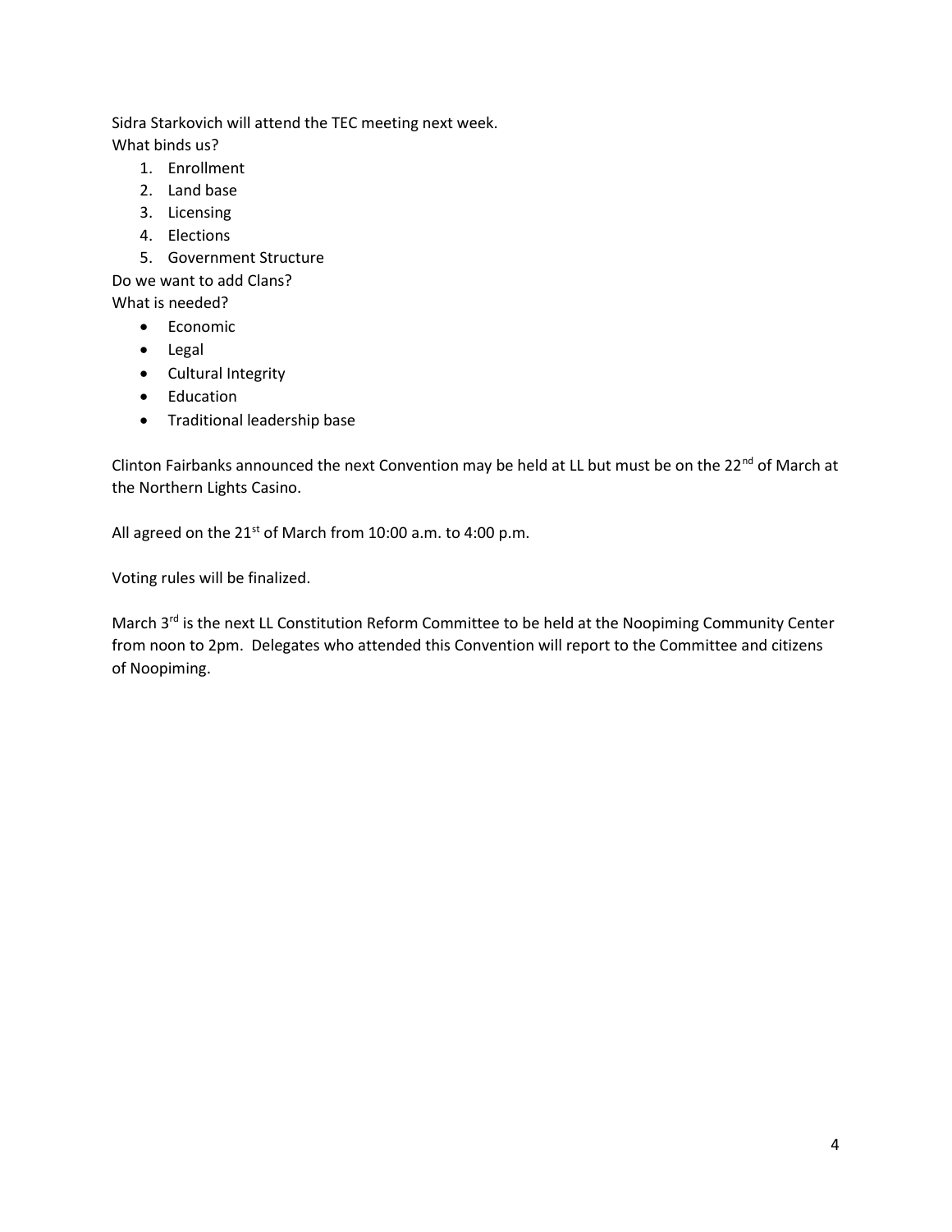Sidra Starkovich will attend the TEC meeting next week.
What binds us?

1. Enrollment
2. Land base
3. Licensing
4. Elections
5. Government Structure

Do we want to add Clans?
What is needed?

- Economic
- Legal
- Cultural Integrity
- Education
- Traditional leadership base

Clinton Fairbanks announced the next Convention may be held at LL but must be on the 22nd of March at the Northern Lights Casino.

All agreed on the 21st of March from 10:00 a.m. to 4:00 p.m.

Voting rules will be finalized.

March 3rd is the next LL Constitution Reform Committee to be held at the Noopiming Community Center from noon to 2pm. Delegates who attended this Convention will report to the Committee and citizens of Noopiming.